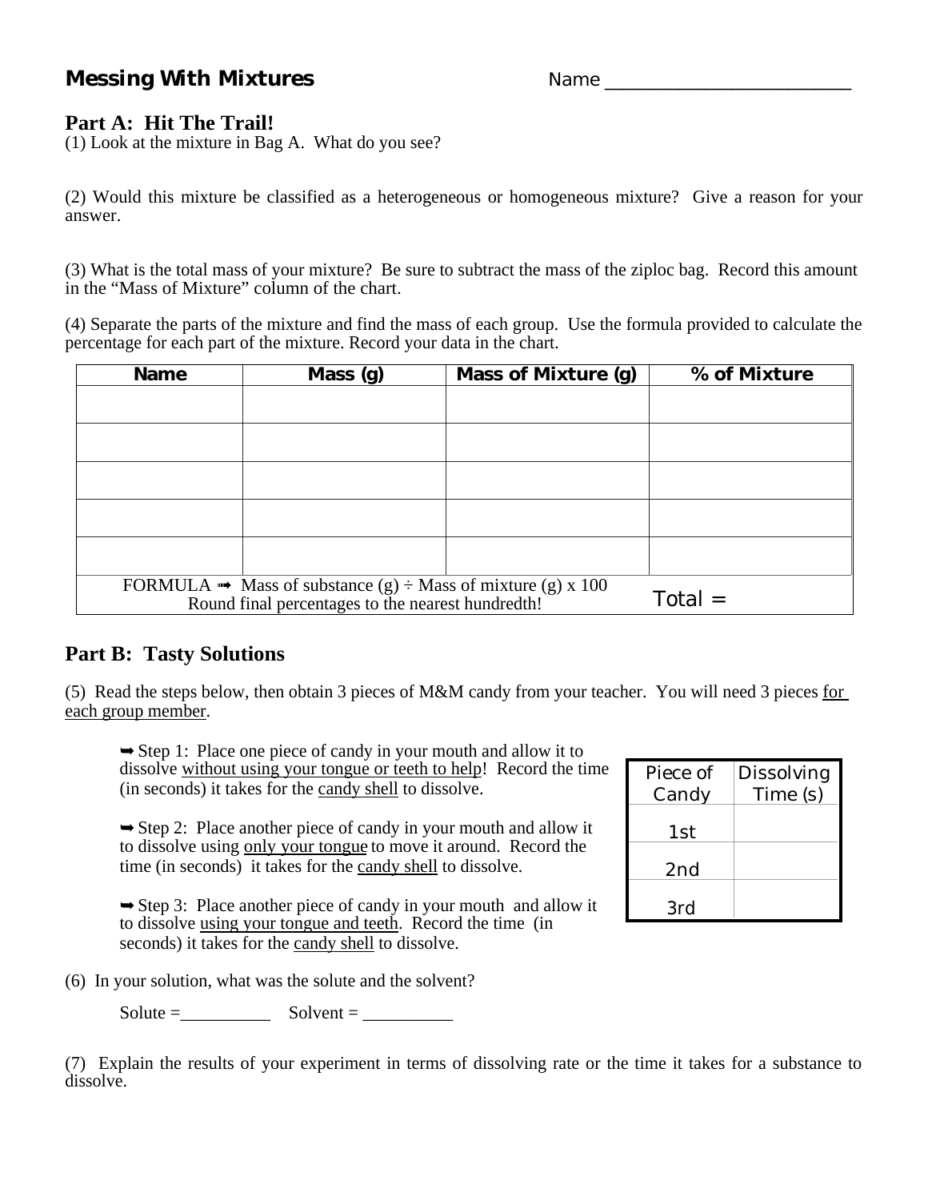# Messing With Mixtures

Name ________________________

## Part A: Hit The Trail!

(1) Look at the mixture in Bag A. What do you see?

(2) Would this mixture be classified as a heterogeneous or homogeneous mixture? Give a reason for your answer.

(3) What is the total mass of your mixture? Be sure to subtract the mass of the ziploc bag. Record this amount in the "Mass of Mixture" column of the chart.

(4) Separate the parts of the mixture and find the mass of each group. Use the formula provided to calculate the percentage for each part of the mixture. Record your data in the chart.

| Name | Mass (g) | Mass of Mixture (g) | % of Mixture |
|---|---|---|---|
| | | | |
| | | | |
| | | | |
| | | | |
| | | | |
| FORMULA ➟ Mass of substance (g) ÷ Mass of mixture (g) x 100<br>Round final percentages to the nearest hundredth! | | | Total = |

## Part B: Tasty Solutions

(5) Read the steps below, then obtain 3 pieces of M&M candy from your teacher. You will need 3 pieces <u>for each group member</u>.

➡ Step 1: Place one piece of candy in your mouth and allow it to dissolve <u>without using your tongue or teeth to help</u>! Record the time (in seconds) it takes for the <u>candy shell</u> to dissolve.

➡ Step 2: Place another piece of candy in your mouth and allow it to dissolve using <u>only your tongue</u> to move it around. Record the time (in seconds) it takes for the <u>candy shell</u> to dissolve.

➡ Step 3: Place another piece of candy in your mouth and allow it to dissolve <u>using your tongue and teeth</u>. Record the time (in seconds) it takes for the <u>candy shell</u> to dissolve.

| Piece of Candy | Dissolving Time (s) |
|---|---|
| 1st | |
| 2nd | |
| 3rd | |

(6) In your solution, what was the solute and the solvent?

Solute =__________ Solvent = __________

(7) Explain the results of your experiment in terms of dissolving rate or the time it takes for a substance to dissolve.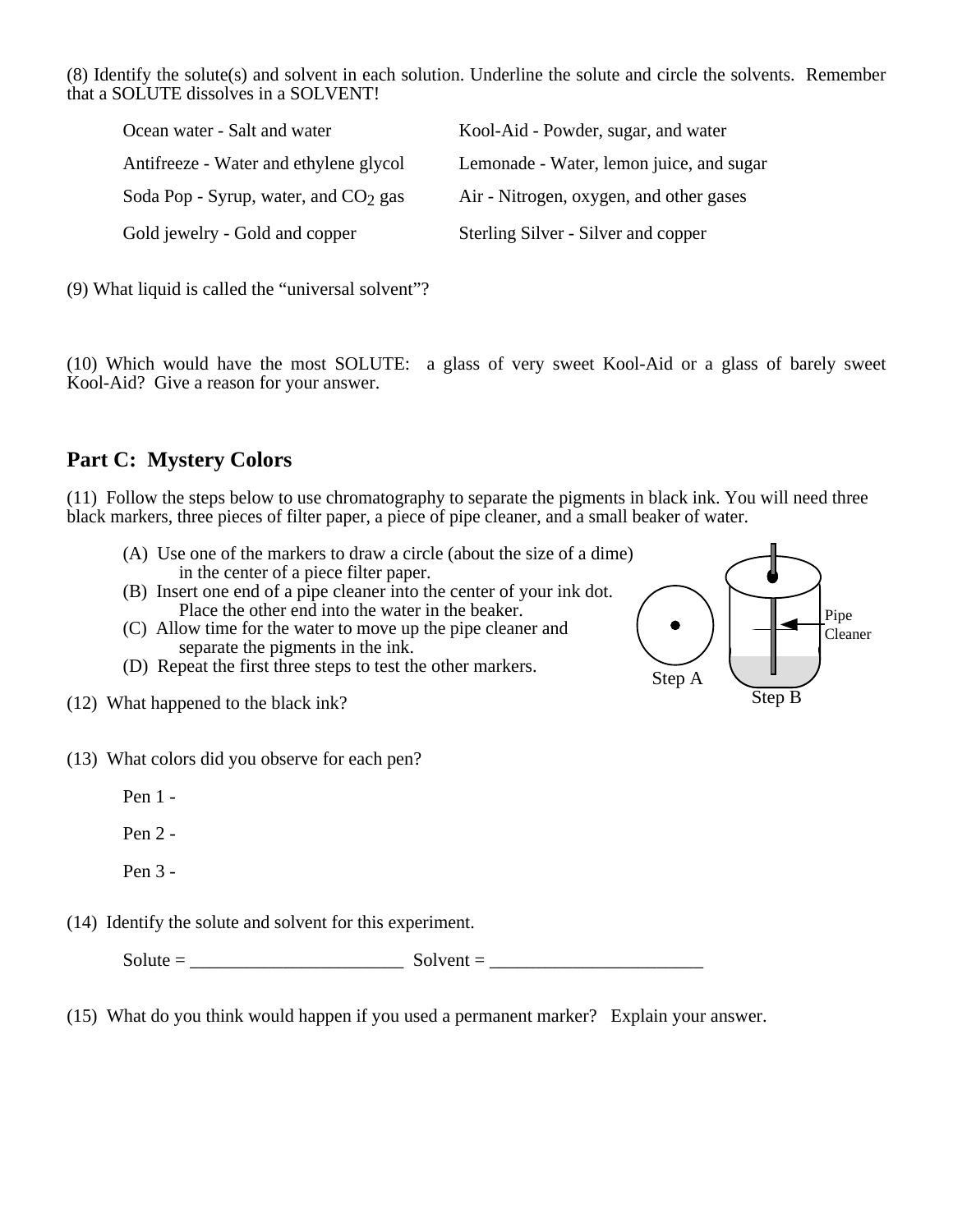(8) Identify the solute(s) and solvent in each solution. Underline the solute and circle the solvents. Remember that a SOLUTE dissolves in a SOLVENT!

Ocean water - Salt and water

Antifreeze - Water and ethylene glycol

Soda Pop - Syrup, water, and $CO_2$ gas

Gold jewelry - Gold and copper

Kool-Aid - Powder, sugar, and water

Lemonade - Water, lemon juice, and sugar

Air - Nitrogen, oxygen, and other gases

Sterling Silver - Silver and copper

(9) What liquid is called the "universal solvent"?

(10) Which would have the most SOLUTE: a glass of very sweet Kool-Aid or a glass of barely sweet Kool-Aid? Give a reason for your answer.

## Part C: Mystery Colors

(11) Follow the steps below to use chromatography to separate the pigments in black ink. You will need three black markers, three pieces of filter paper, a piece of pipe cleaner, and a small beaker of water.

(A) Use one of the markers to draw a circle (about the size of a dime) in the center of a piece filter paper.
(B) Insert one end of a pipe cleaner into the center of your ink dot. Place the other end into the water in the beaker.
(C) Allow time for the water to move up the pipe cleaner and separate the pigments in the ink.
(D) Repeat the first three steps to test the other markers.

Pipe Cleaner

Step A

Step B

(12) What happened to the black ink?

(13) What colors did you observe for each pen?

Pen 1 -

Pen 2 -

Pen 3 -

(14) Identify the solute and solvent for this experiment.

Solute = _______________________ Solvent = _______________________

(15) What do you think would happen if you used a permanent marker? Explain your answer.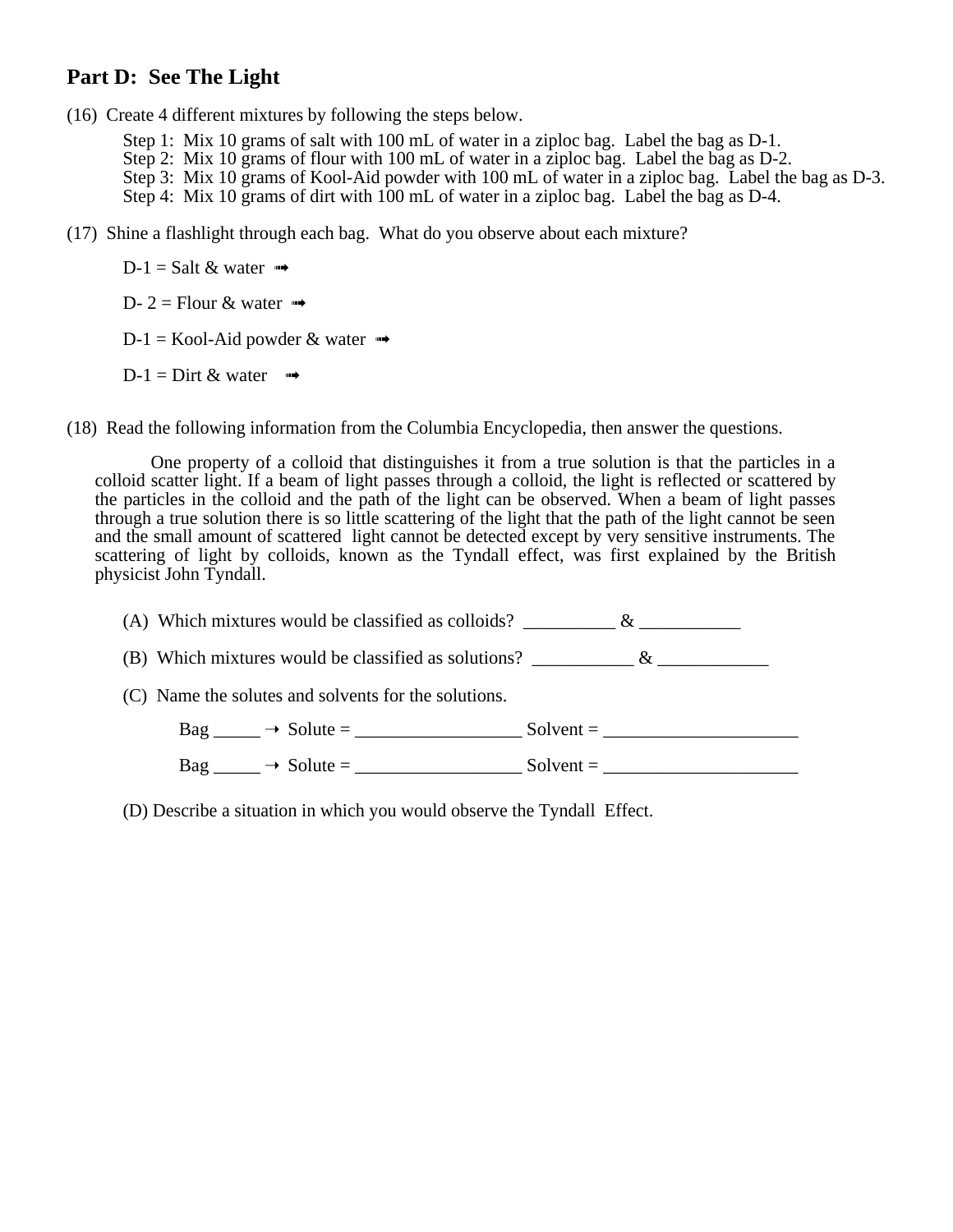## Part D: See The Light

(16) Create 4 different mixtures by following the steps below.

Step 1: Mix 10 grams of salt with 100 mL of water in a ziploc bag. Label the bag as D-1.
Step 2: Mix 10 grams of flour with 100 mL of water in a ziploc bag. Label the bag as D-2.
Step 3: Mix 10 grams of Kool-Aid powder with 100 mL of water in a ziploc bag. Label the bag as D-3.
Step 4: Mix 10 grams of dirt with 100 mL of water in a ziploc bag. Label the bag as D-4.

(17) Shine a flashlight through each bag. What do you observe about each mixture?

D-1 = Salt & water ➟

D- 2 = Flour & water ➟

D-1 = Kool-Aid powder & water ➟

D-1 = Dirt & water ➟

(18) Read the following information from the Columbia Encyclopedia, then answer the questions.

> One property of a colloid that distinguishes it from a true solution is that the particles in a colloid scatter light. If a beam of light passes through a colloid, the light is reflected or scattered by the particles in the colloid and the path of the light can be observed. When a beam of light passes through a true solution there is so little scattering of the light that the path of the light cannot be seen and the small amount of scattered light cannot be detected except by very sensitive instruments. The scattering of light by colloids, known as the Tyndall effect, was first explained by the British physicist John Tyndall.

(A) Which mixtures would be classified as colloids? __________ & ___________

(B) Which mixtures would be classified as solutions? ___________ & ____________

(C) Name the solutes and solvents for the solutions.

Bag _____ → Solute = __________________ Solvent = _____________________

Bag _____ → Solute = __________________ Solvent = _____________________

(D) Describe a situation in which you would observe the Tyndall Effect.